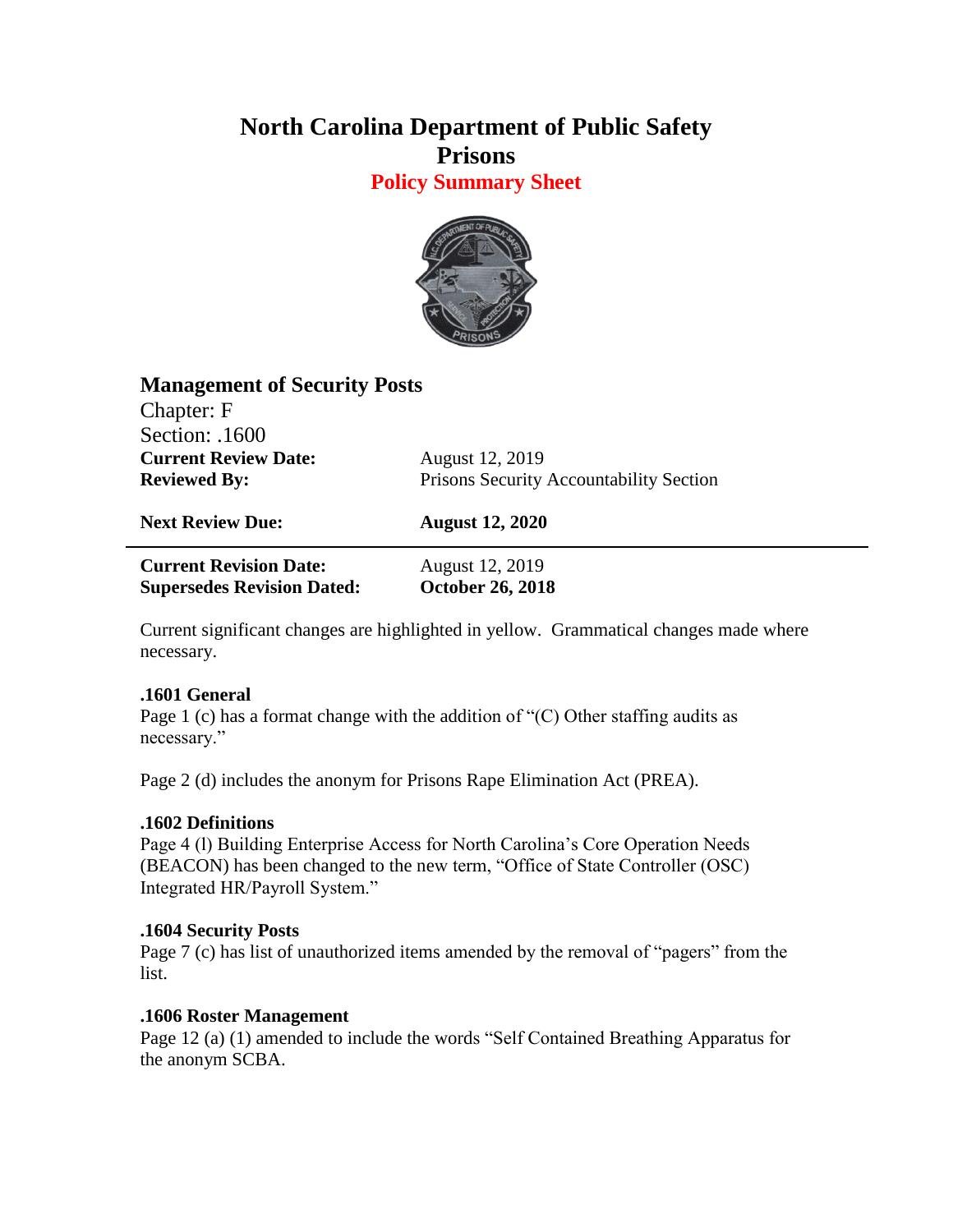# North Carolina Department of Public Safety
# Prisons
## Policy Summary Sheet

### Management of Security Posts

Chapter: F
Section: .1600

| | |
|---|---|
| **Current Review Date:** | August 12, 2019 |
| **Reviewed By:** | Prisons Security Accountability Section |
| **Next Review Due:** | **August 12, 2020** |

---

| | |
|---|---|
| **Current Revision Date:** | August 12, 2019 |
| **Supersedes Revision Dated:** | **October 26, 2018** |

Current significant changes are highlighted in yellow. Grammatical changes made where necessary.

**.1601 General**
Page 1 (c) has a format change with the addition of "(C) Other staffing audits as necessary."

Page 2 (d) includes the anonym for Prisons Rape Elimination Act (PREA).

**.1602 Definitions**
Page 4 (l) Building Enterprise Access for North Carolina's Core Operation Needs (BEACON) has been changed to the new term, "Office of State Controller (OSC) Integrated HR/Payroll System."

**.1604 Security Posts**
Page 7 (c) has list of unauthorized items amended by the removal of "pagers" from the list.

**.1606 Roster Management**
Page 12 (a) (1) amended to include the words "Self Contained Breathing Apparatus for the anonym SCBA.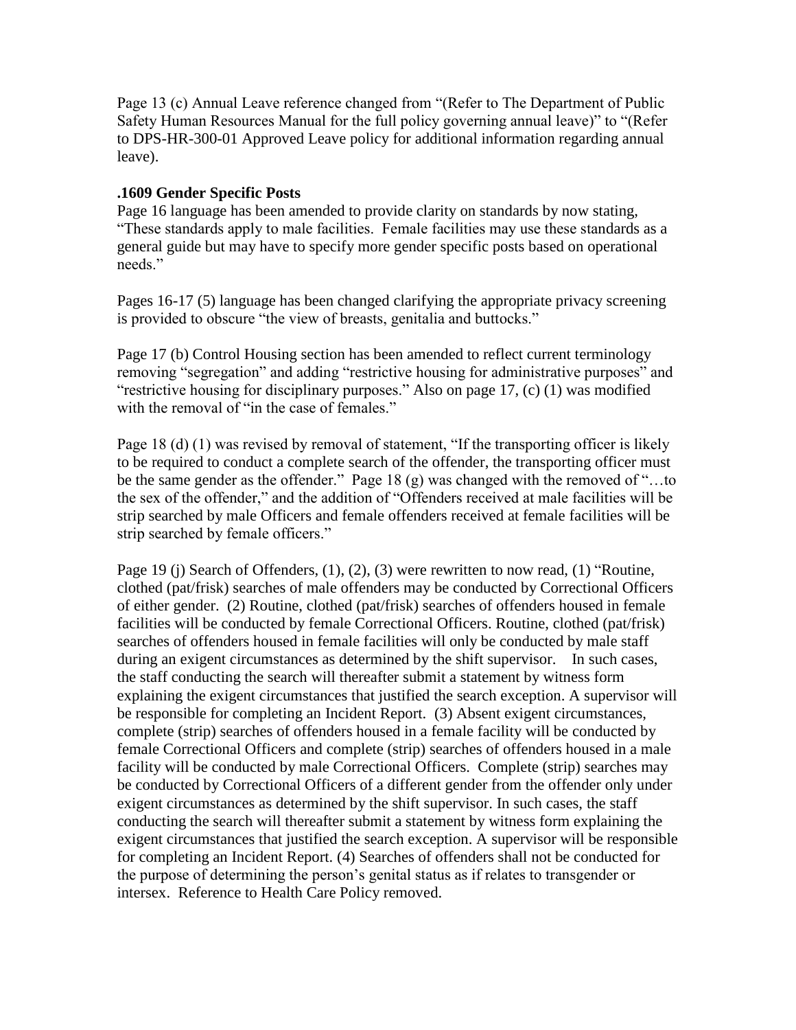Page 13 (c) Annual Leave reference changed from "(Refer to The Department of Public Safety Human Resources Manual for the full policy governing annual leave)" to "(Refer to DPS-HR-300-01 Approved Leave policy for additional information regarding annual leave).

**.1609 Gender Specific Posts**

Page 16 language has been amended to provide clarity on standards by now stating, "These standards apply to male facilities. Female facilities may use these standards as a general guide but may have to specify more gender specific posts based on operational needs."

Pages 16-17 (5) language has been changed clarifying the appropriate privacy screening is provided to obscure "the view of breasts, genitalia and buttocks."

Page 17 (b) Control Housing section has been amended to reflect current terminology removing "segregation" and adding "restrictive housing for administrative purposes" and "restrictive housing for disciplinary purposes." Also on page 17, (c) (1) was modified with the removal of "in the case of females."

Page 18 (d) (1) was revised by removal of statement, "If the transporting officer is likely to be required to conduct a complete search of the offender, the transporting officer must be the same gender as the offender." Page 18 (g) was changed with the removed of "…to the sex of the offender," and the addition of "Offenders received at male facilities will be strip searched by male Officers and female offenders received at female facilities will be strip searched by female officers."

Page 19 (j) Search of Offenders, (1), (2), (3) were rewritten to now read, (1) "Routine, clothed (pat/frisk) searches of male offenders may be conducted by Correctional Officers of either gender. (2) Routine, clothed (pat/frisk) searches of offenders housed in female facilities will be conducted by female Correctional Officers. Routine, clothed (pat/frisk) searches of offenders housed in female facilities will only be conducted by male staff during an exigent circumstances as determined by the shift supervisor. In such cases, the staff conducting the search will thereafter submit a statement by witness form explaining the exigent circumstances that justified the search exception. A supervisor will be responsible for completing an Incident Report. (3) Absent exigent circumstances, complete (strip) searches of offenders housed in a female facility will be conducted by female Correctional Officers and complete (strip) searches of offenders housed in a male facility will be conducted by male Correctional Officers. Complete (strip) searches may be conducted by Correctional Officers of a different gender from the offender only under exigent circumstances as determined by the shift supervisor. In such cases, the staff conducting the search will thereafter submit a statement by witness form explaining the exigent circumstances that justified the search exception. A supervisor will be responsible for completing an Incident Report. (4) Searches of offenders shall not be conducted for the purpose of determining the person's genital status as if relates to transgender or intersex. Reference to Health Care Policy removed.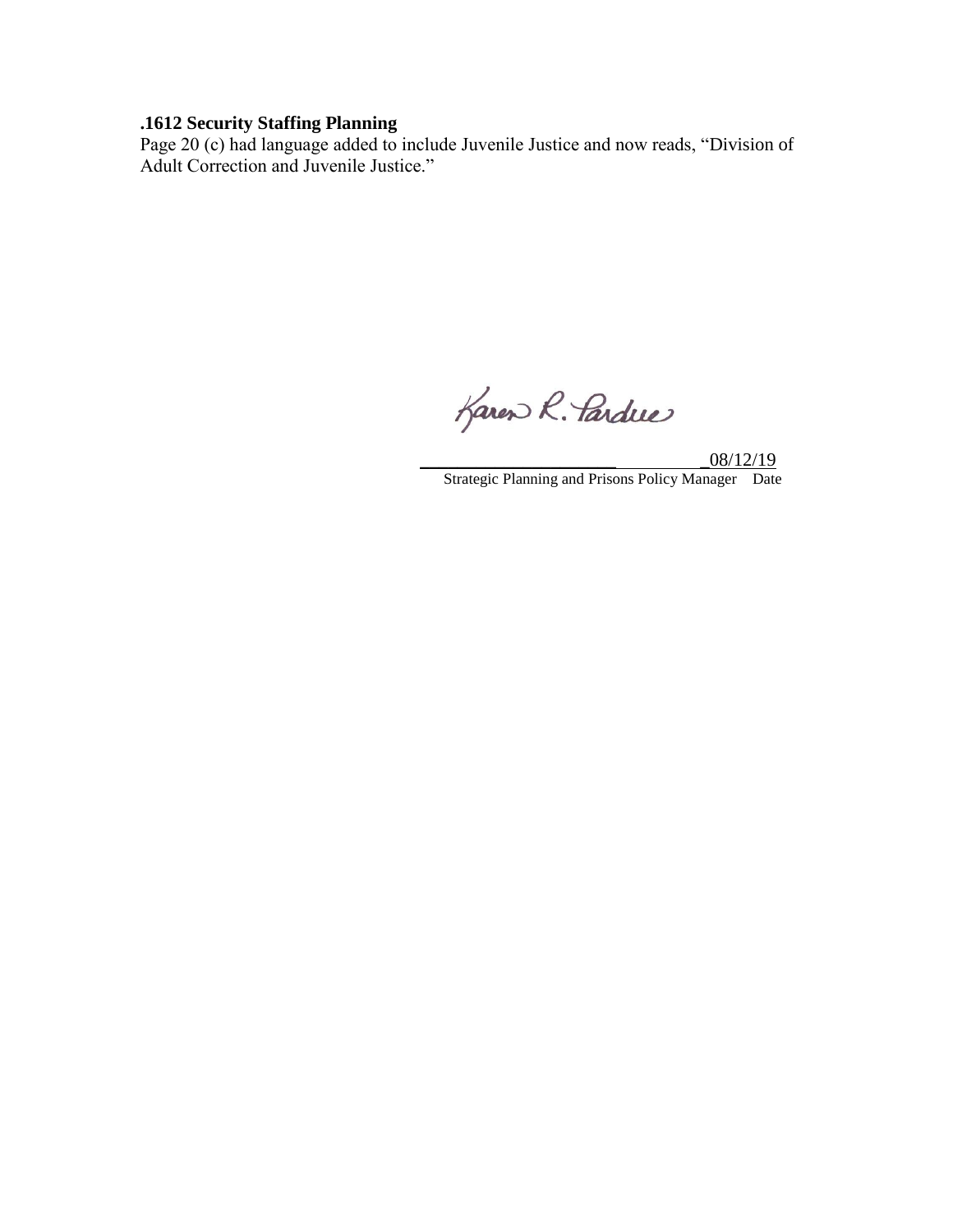**.1612 Security Staffing Planning**

Page 20 (c) had language added to include Juvenile Justice and now reads, "Division of Adult Correction and Juvenile Justice."

Karen R. Pardue

_____________________ _08/12/19

Strategic Planning and Prisons Policy Manager Date